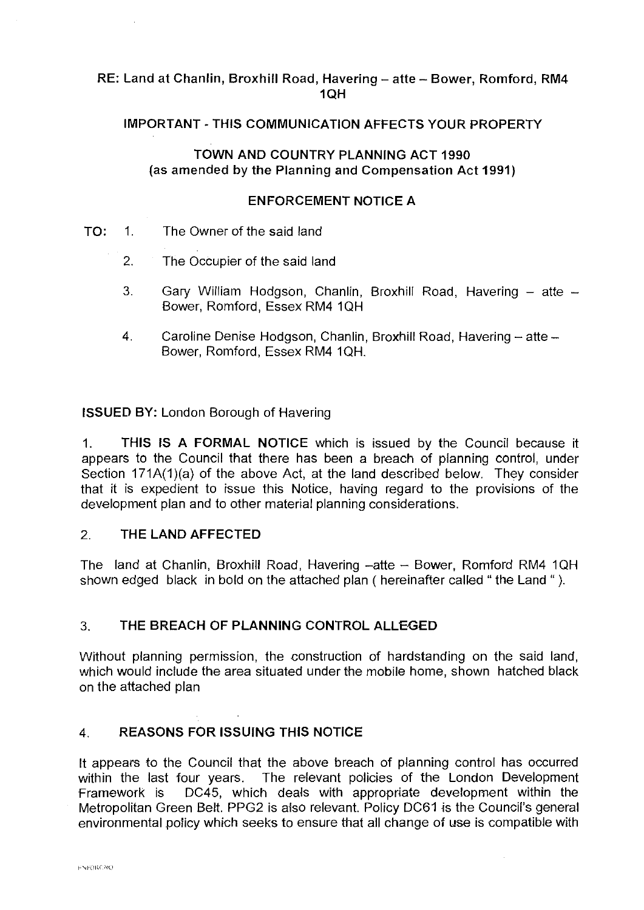**RE: Land at Chanlin, Broxhill Road, Havering – atte – Bower, Romford, RM4 1QH**

**IMPORTANT - THIS COMMUNICATION AFFECTS YOUR PROPERTY**

**TOWN AND COUNTRY PLANNING ACT 1990**
**(as amended by the Planning and Compensation Act 1991)**

**ENFORCEMENT NOTICE A**

**TO:**

1. The Owner of the said land
2. The Occupier of the said land
3. Gary William Hodgson, Chanlin, Broxhill Road, Havering – atte – Bower, Romford, Essex RM4 1QH
4. Caroline Denise Hodgson, Chanlin, Broxhill Road, Havering – atte – Bower, Romford, Essex RM4 1QH.

**ISSUED BY:** London Borough of Havering

1. **THIS IS A FORMAL NOTICE** which is issued by the Council because it appears to the Council that there has been a breach of planning control, under Section 171A(1)(a) of the above Act, at the land described below. They consider that it is expedient to issue this Notice, having regard to the provisions of the development plan and to other material planning considerations.

## 2. THE LAND AFFECTED

The land at Chanlin, Broxhill Road, Havering –atte – Bower, Romford RM4 1QH shown edged black in bold on the attached plan ( hereinafter called " the Land " ).

## 3. THE BREACH OF PLANNING CONTROL ALLEGED

Without planning permission, the construction of hardstanding on the said land, which would include the area situated under the mobile home, shown hatched black on the attached plan

## 4. REASONS FOR ISSUING THIS NOTICE

It appears to the Council that the above breach of planning control has occurred within the last four years. The relevant policies of the London Development Framework is DC45, which deals with appropriate development within the Metropolitan Green Belt. PPG2 is also relevant. Policy DC61 is the Council's general environmental policy which seeks to ensure that all change of use is compatible with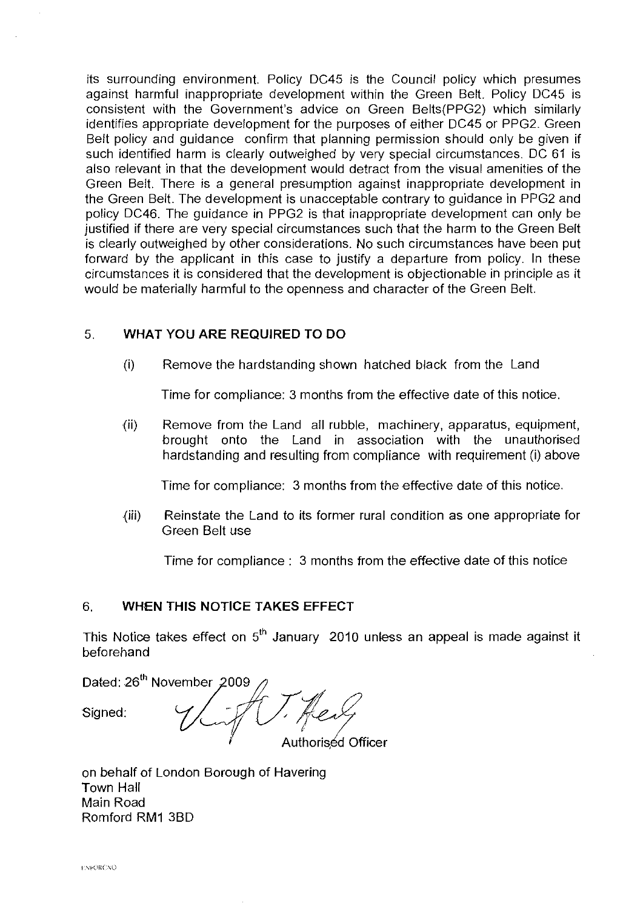its surrounding environment. Policy DC45 is the Council policy which presumes against harmful inappropriate development within the Green Belt. Policy DC45 is consistent with the Government's advice on Green Belts(PPG2) which similarly identifies appropriate development for the purposes of either DC45 or PPG2. Green Belt policy and guidance confirm that planning permission should only be given if such identified harm is clearly outweighed by very special circumstances. DC 61 is also relevant in that the development would detract from the visual amenities of the Green Belt. There is a general presumption against inappropriate development in the Green Belt. The development is unacceptable contrary to guidance in PPG2 and policy DC46. The guidance in PPG2 is that inappropriate development can only be justified if there are very special circumstances such that the harm to the Green Belt is clearly outweighed by other considerations. No such circumstances have been put forward by the applicant in this case to justify a departure from policy. In these circumstances it is considered that the development is objectionable in principle as it would be materially harmful to the openness and character of the Green Belt.

## 5. WHAT YOU ARE REQUIRED TO DO

(i) Remove the hardstanding shown hatched black from the Land

Time for compliance: 3 months from the effective date of this notice.

(ii) Remove from the Land all rubble, machinery, apparatus, equipment, brought onto the Land in association with the unauthorised hardstanding and resulting from compliance with requirement (i) above

Time for compliance: 3 months from the effective date of this notice.

(iii) Reinstate the Land to its former rural condition as one appropriate for Green Belt use

Time for compliance : 3 months from the effective date of this notice

## 6. WHEN THIS NOTICE TAKES EFFECT

This Notice takes effect on 5th January 2010 unless an appeal is made against it beforehand

Dated: 26th November 2009

Signed:

Authorised Officer

on behalf of London Borough of Havering
Town Hall
Main Road
Romford RM1 3BD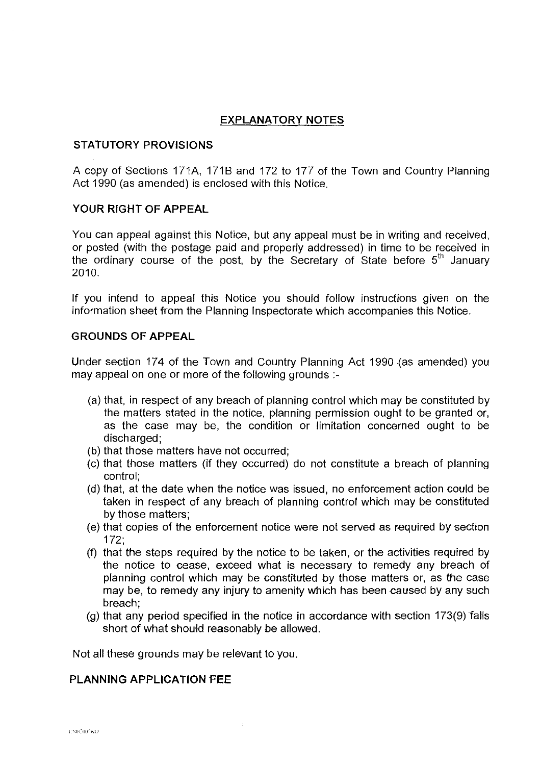## EXPLANATORY NOTES

### STATUTORY PROVISIONS

A copy of Sections 171A, 171B and 172 to 177 of the Town and Country Planning Act 1990 (as amended) is enclosed with this Notice.

### YOUR RIGHT OF APPEAL

You can appeal against this Notice, but any appeal must be in writing and received, or posted (with the postage paid and properly addressed) in time to be received in the ordinary course of the post, by the Secretary of State before 5th January 2010.

If you intend to appeal this Notice you should follow instructions given on the information sheet from the Planning Inspectorate which accompanies this Notice.

### GROUNDS OF APPEAL

Under section 174 of the Town and Country Planning Act 1990 (as amended) you may appeal on one or more of the following grounds :-

(a) that, in respect of any breach of planning control which may be constituted by the matters stated in the notice, planning permission ought to be granted or, as the case may be, the condition or limitation concerned ought to be discharged;
(b) that those matters have not occurred;
(c) that those matters (if they occurred) do not constitute a breach of planning control;
(d) that, at the date when the notice was issued, no enforcement action could be taken in respect of any breach of planning control which may be constituted by those matters;
(e) that copies of the enforcement notice were not served as required by section 172;
(f) that the steps required by the notice to be taken, or the activities required by the notice to cease, exceed what is necessary to remedy any breach of planning control which may be constituted by those matters or, as the case may be, to remedy any injury to amenity which has been caused by any such breach;
(g) that any period specified in the notice in accordance with section 173(9) falls short of what should reasonably be allowed.

Not all these grounds may be relevant to you.

### PLANNING APPLICATION FEE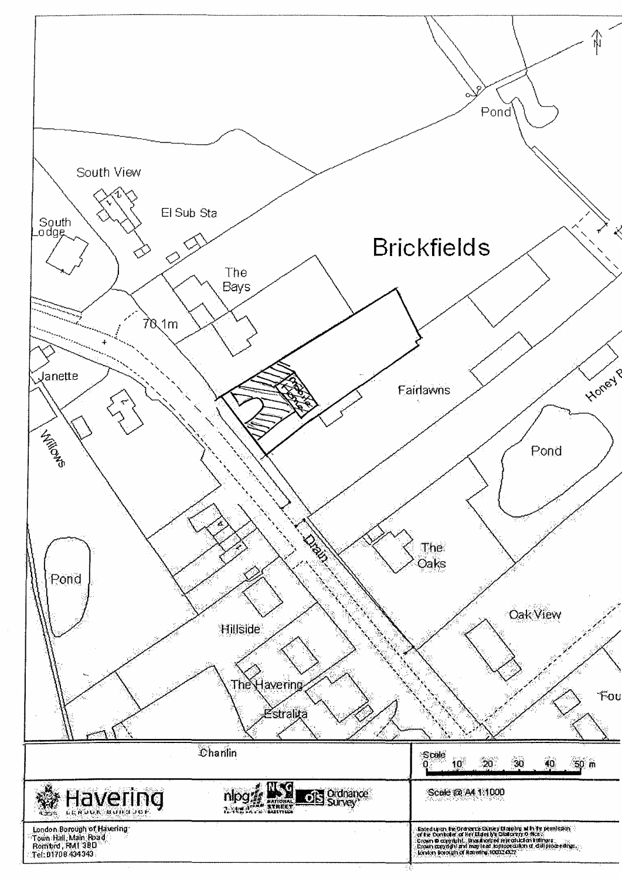South View

South Lodge

El Sub Sta

Pond

Brickfields

The Bays

70.1m

Janette

Willows

Mobile Home

Fairlawns

Honey P

Pond

Drain

The Oaks

Pond

Hillside

Oak View

The Havering

Estralita

Fou

Chanlin

Scale

0 10 20 30 40 50 m

Scale @ A4 1:1000

Havering LONDON BOROUGH

London Borough of Havering
Town Hall, Main Road
Romford, RM1 3BD
Tel: 01708 434343

Based upon the Ordnance Survey mapping with the permission of the Controller of Her Majesty's Stationery Office. Crown © copyright. Unauthorised reproduction infringes Crown copyright and may lead to prosecution or civil proceedings. London Borough of Havering 100024327